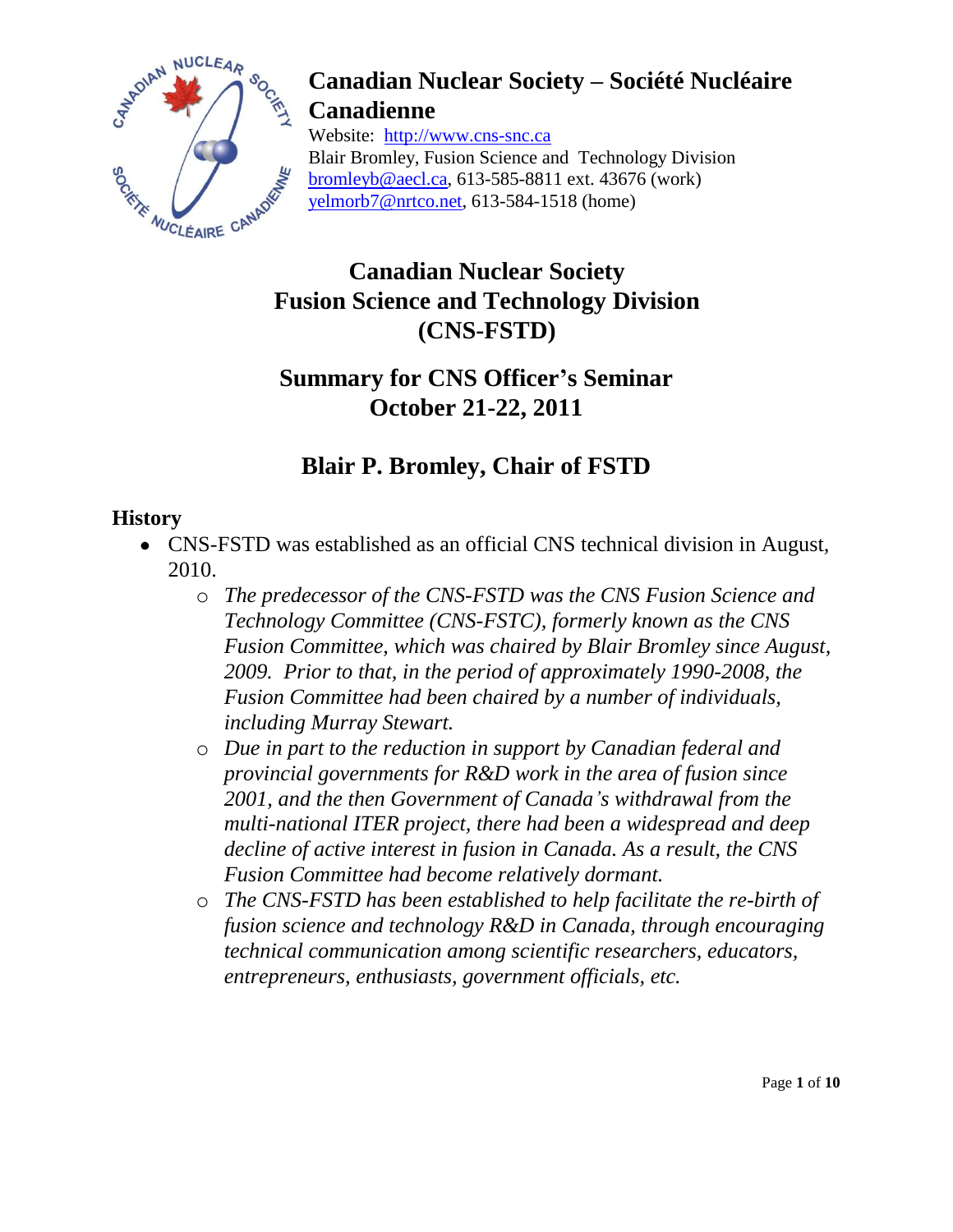# Canadian Nuclear Society – Société Nucléaire Canadienne

Website: http://www.cns-snc.ca
Blair Bromley, Fusion Science and Technology Division
bromleyb@aecl.ca, 613-585-8811 ext. 43676 (work)
yelmorb7@nrtco.net, 613-584-1518 (home)

## Canadian Nuclear Society
## Fusion Science and Technology Division
## (CNS-FSTD)

## Summary for CNS Officer's Seminar
## October 21-22, 2011

## Blair P. Bromley, Chair of FSTD

### History

- CNS-FSTD was established as an official CNS technical division in August, 2010.
  - *The predecessor of the CNS-FSTD was the CNS Fusion Science and Technology Committee (CNS-FSTC), formerly known as the CNS Fusion Committee, which was chaired by Blair Bromley since August, 2009. Prior to that, in the period of approximately 1990-2008, the Fusion Committee had been chaired by a number of individuals, including Murray Stewart.*
  - *Due in part to the reduction in support by Canadian federal and provincial governments for R&D work in the area of fusion since 2001, and the then Government of Canada's withdrawal from the multi-national ITER project, there had been a widespread and deep decline of active interest in fusion in Canada. As a result, the CNS Fusion Committee had become relatively dormant.*
  - *The CNS-FSTD has been established to help facilitate the re-birth of fusion science and technology R&D in Canada, through encouraging technical communication among scientific researchers, educators, entrepreneurs, enthusiasts, government officials, etc.*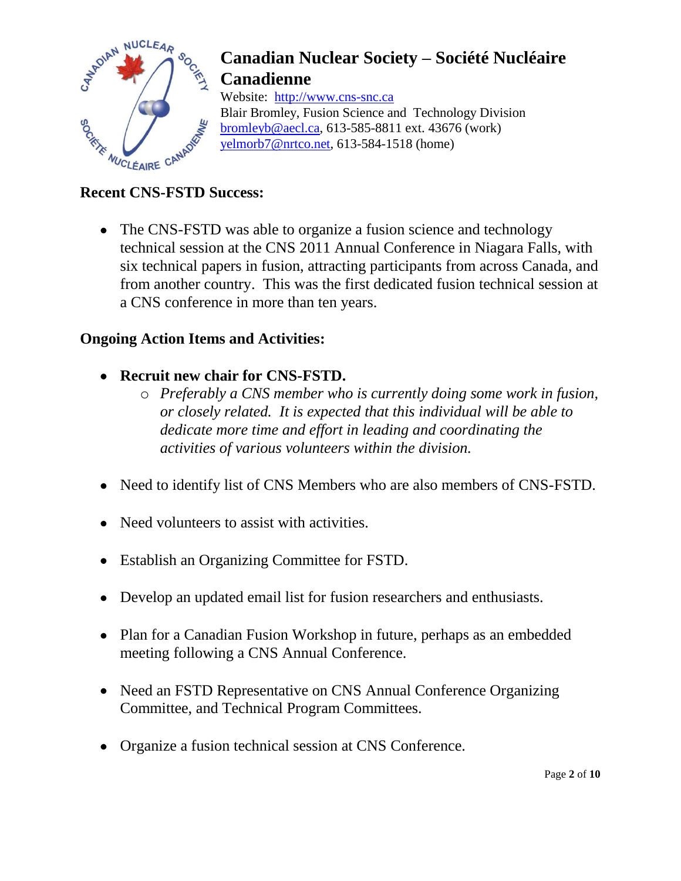# Canadian Nuclear Society – Société Nucléaire Canadienne

Website: http://www.cns-snc.ca
Blair Bromley, Fusion Science and Technology Division
bromleyb@aecl.ca, 613-585-8811 ext. 43676 (work)
yelmorb7@nrtco.net, 613-584-1518 (home)

## Recent CNS-FSTD Success:

- The CNS-FSTD was able to organize a fusion science and technology technical session at the CNS 2011 Annual Conference in Niagara Falls, with six technical papers in fusion, attracting participants from across Canada, and from another country. This was the first dedicated fusion technical session at a CNS conference in more than ten years.

## Ongoing Action Items and Activities:

- **Recruit new chair for CNS-FSTD.**
  - *Preferably a CNS member who is currently doing some work in fusion, or closely related. It is expected that this individual will be able to dedicate more time and effort in leading and coordinating the activities of various volunteers within the division.*

- Need to identify list of CNS Members who are also members of CNS-FSTD.

- Need volunteers to assist with activities.

- Establish an Organizing Committee for FSTD.

- Develop an updated email list for fusion researchers and enthusiasts.

- Plan for a Canadian Fusion Workshop in future, perhaps as an embedded meeting following a CNS Annual Conference.

- Need an FSTD Representative on CNS Annual Conference Organizing Committee, and Technical Program Committees.

- Organize a fusion technical session at CNS Conference.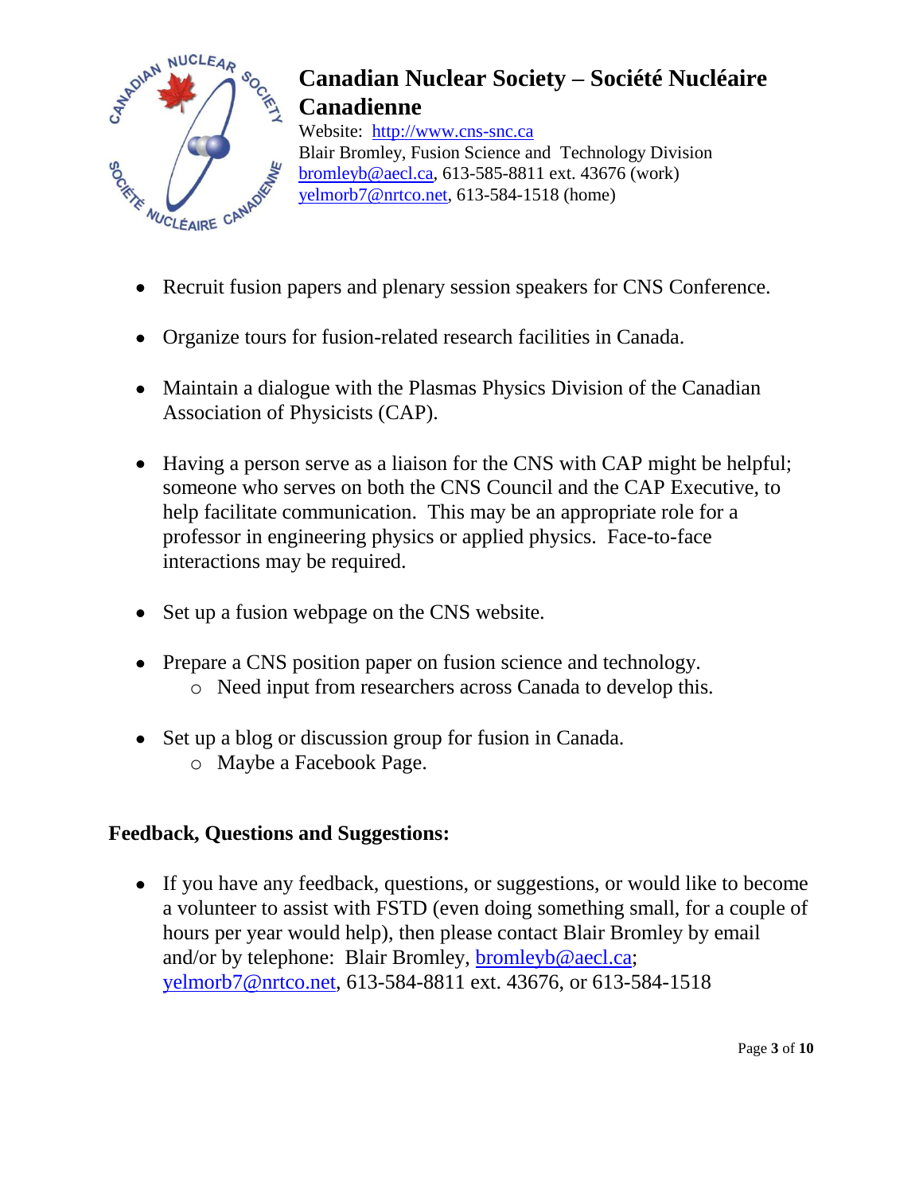**Canadian Nuclear Society – Société Nucléaire Canadienne**

Website: http://www.cns-snc.ca
Blair Bromley, Fusion Science and Technology Division
bromleyb@aecl.ca, 613-585-8811 ext. 43676 (work)
yelmorb7@nrtco.net, 613-584-1518 (home)

- Recruit fusion papers and plenary session speakers for CNS Conference.
- Organize tours for fusion-related research facilities in Canada.
- Maintain a dialogue with the Plasmas Physics Division of the Canadian Association of Physicists (CAP).
- Having a person serve as a liaison for the CNS with CAP might be helpful; someone who serves on both the CNS Council and the CAP Executive, to help facilitate communication. This may be an appropriate role for a professor in engineering physics or applied physics. Face-to-face interactions may be required.
- Set up a fusion webpage on the CNS website.
- Prepare a CNS position paper on fusion science and technology.
  - Need input from researchers across Canada to develop this.
- Set up a blog or discussion group for fusion in Canada.
  - Maybe a Facebook Page.

**Feedback, Questions and Suggestions:**

- If you have any feedback, questions, or suggestions, or would like to become a volunteer to assist with FSTD (even doing something small, for a couple of hours per year would help), then please contact Blair Bromley by email and/or by telephone: Blair Bromley, bromleyb@aecl.ca; yelmorb7@nrtco.net, 613-584-8811 ext. 43676, or 613-584-1518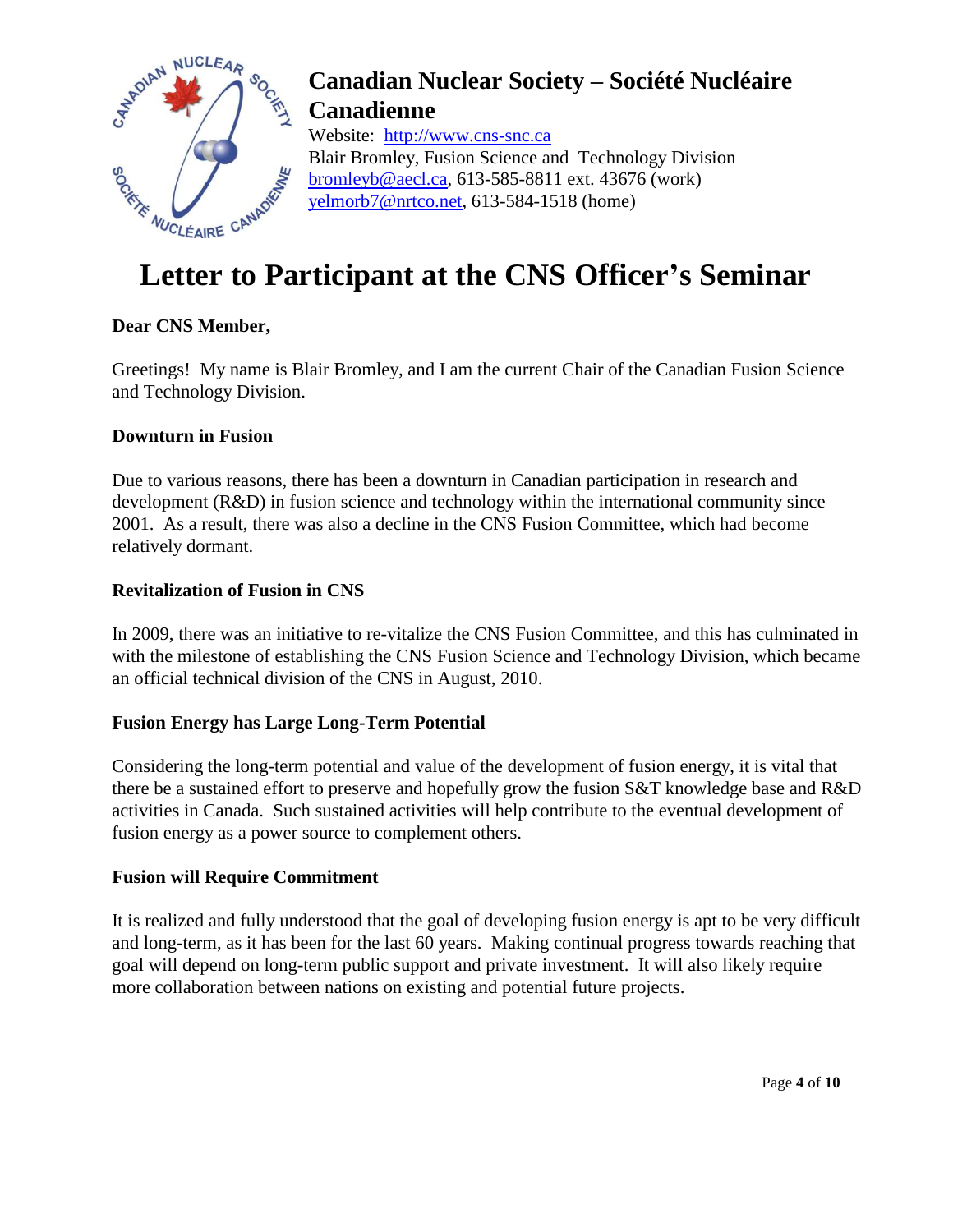## Canadian Nuclear Society – Société Nucléaire Canadienne

Website: http://www.cns-snc.ca
Blair Bromley, Fusion Science and Technology Division
bromleyb@aecl.ca, 613-585-8811 ext. 43676 (work)
yelmorb7@nrtco.net, 613-584-1518 (home)

# Letter to Participant at the CNS Officer's Seminar

**Dear CNS Member,**

Greetings! My name is Blair Bromley, and I am the current Chair of the Canadian Fusion Science and Technology Division.

**Downturn in Fusion**

Due to various reasons, there has been a downturn in Canadian participation in research and development (R&D) in fusion science and technology within the international community since 2001. As a result, there was also a decline in the CNS Fusion Committee, which had become relatively dormant.

**Revitalization of Fusion in CNS**

In 2009, there was an initiative to re-vitalize the CNS Fusion Committee, and this has culminated in with the milestone of establishing the CNS Fusion Science and Technology Division, which became an official technical division of the CNS in August, 2010.

**Fusion Energy has Large Long-Term Potential**

Considering the long-term potential and value of the development of fusion energy, it is vital that there be a sustained effort to preserve and hopefully grow the fusion S&T knowledge base and R&D activities in Canada. Such sustained activities will help contribute to the eventual development of fusion energy as a power source to complement others.

**Fusion will Require Commitment**

It is realized and fully understood that the goal of developing fusion energy is apt to be very difficult and long-term, as it has been for the last 60 years. Making continual progress towards reaching that goal will depend on long-term public support and private investment. It will also likely require more collaboration between nations on existing and potential future projects.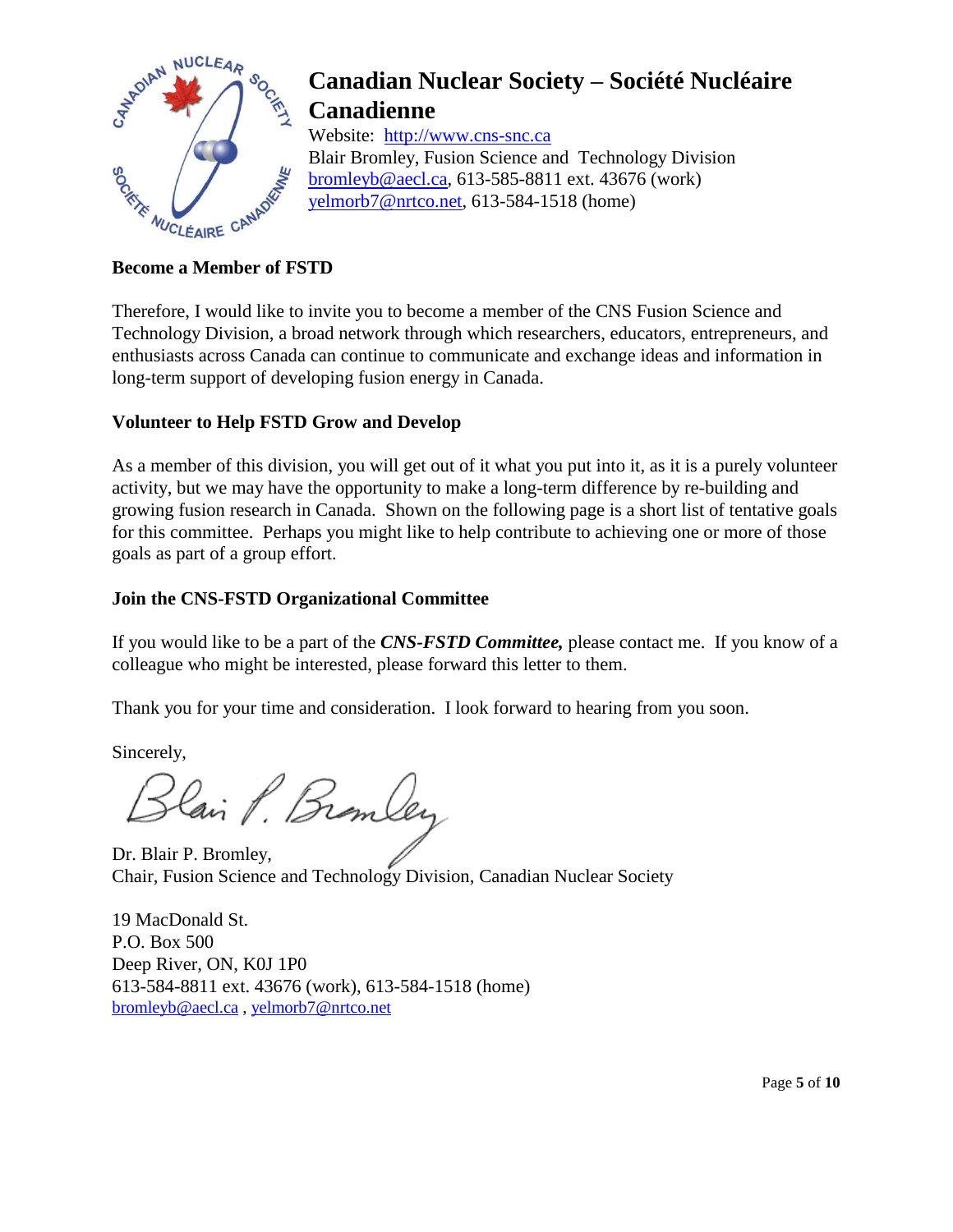# Canadian Nuclear Society – Société Nucléaire Canadienne

Website: http://www.cns-snc.ca
Blair Bromley, Fusion Science and Technology Division
bromleyb@aecl.ca, 613-585-8811 ext. 43676 (work)
yelmorb7@nrtco.net, 613-584-1518 (home)

**Become a Member of FSTD**

Therefore, I would like to invite you to become a member of the CNS Fusion Science and Technology Division, a broad network through which researchers, educators, entrepreneurs, and enthusiasts across Canada can continue to communicate and exchange ideas and information in long-term support of developing fusion energy in Canada.

**Volunteer to Help FSTD Grow and Develop**

As a member of this division, you will get out of it what you put into it, as it is a purely volunteer activity, but we may have the opportunity to make a long-term difference by re-building and growing fusion research in Canada. Shown on the following page is a short list of tentative goals for this committee. Perhaps you might like to help contribute to achieving one or more of those goals as part of a group effort.

**Join the CNS-FSTD Organizational Committee**

If you would like to be a part of the ***CNS-FSTD Committee,*** please contact me. If you know of a colleague who might be interested, please forward this letter to them.

Thank you for your time and consideration. I look forward to hearing from you soon.

Sincerely,

Blair P. Bromley

Dr. Blair P. Bromley,
Chair, Fusion Science and Technology Division, Canadian Nuclear Society

19 MacDonald St.
P.O. Box 500
Deep River, ON, K0J 1P0
613-584-8811 ext. 43676 (work), 613-584-1518 (home)
bromleyb@aecl.ca , yelmorb7@nrtco.net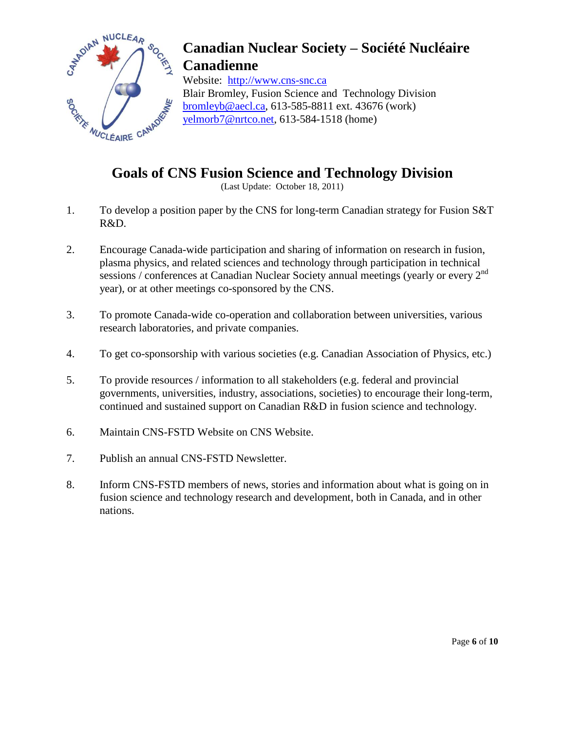# Canadian Nuclear Society – Société Nucléaire Canadienne

Website: http://www.cns-snc.ca
Blair Bromley, Fusion Science and Technology Division
bromleyb@aecl.ca, 613-585-8811 ext. 43676 (work)
yelmorb7@nrtco.net, 613-584-1518 (home)

## Goals of CNS Fusion Science and Technology Division

(Last Update: October 18, 2011)

1. To develop a position paper by the CNS for long-term Canadian strategy for Fusion S&T R&D.

2. Encourage Canada-wide participation and sharing of information on research in fusion, plasma physics, and related sciences and technology through participation in technical sessions / conferences at Canadian Nuclear Society annual meetings (yearly or every 2nd year), or at other meetings co-sponsored by the CNS.

3. To promote Canada-wide co-operation and collaboration between universities, various research laboratories, and private companies.

4. To get co-sponsorship with various societies (e.g. Canadian Association of Physics, etc.)

5. To provide resources / information to all stakeholders (e.g. federal and provincial governments, universities, industry, associations, societies) to encourage their long-term, continued and sustained support on Canadian R&D in fusion science and technology.

6. Maintain CNS-FSTD Website on CNS Website.

7. Publish an annual CNS-FSTD Newsletter.

8. Inform CNS-FSTD members of news, stories and information about what is going on in fusion science and technology research and development, both in Canada, and in other nations.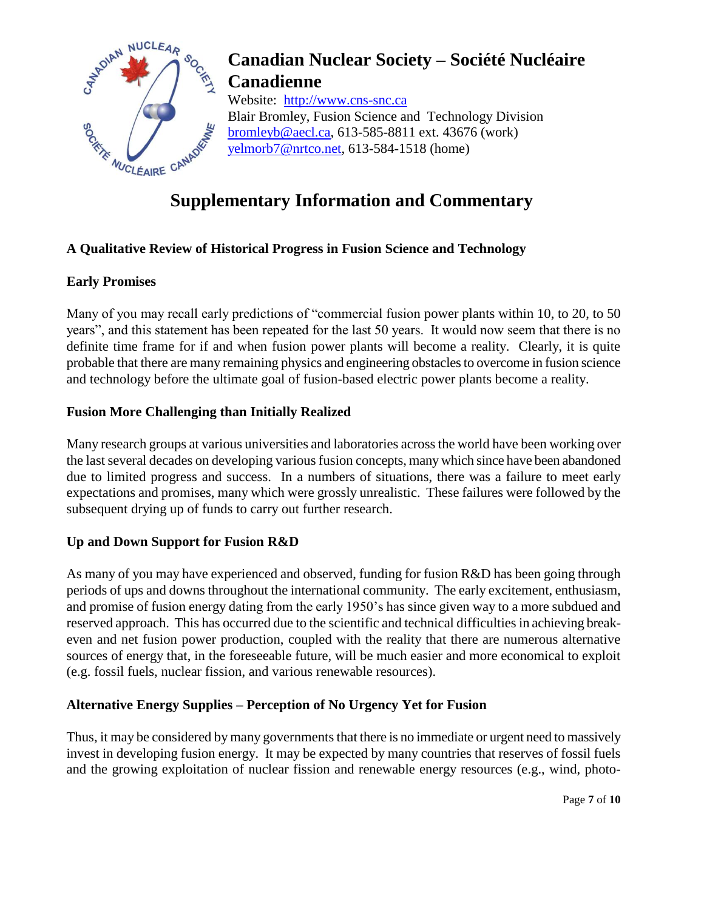# Canadian Nuclear Society – Société Nucléaire Canadienne

Website: http://www.cns-snc.ca
Blair Bromley, Fusion Science and Technology Division
bromleyb@aecl.ca, 613-585-8811 ext. 43676 (work)
yelmorb7@nrtco.net, 613-584-1518 (home)

# Supplementary Information and Commentary

**A Qualitative Review of Historical Progress in Fusion Science and Technology**

**Early Promises**

Many of you may recall early predictions of "commercial fusion power plants within 10, to 20, to 50 years", and this statement has been repeated for the last 50 years. It would now seem that there is no definite time frame for if and when fusion power plants will become a reality. Clearly, it is quite probable that there are many remaining physics and engineering obstacles to overcome in fusion science and technology before the ultimate goal of fusion-based electric power plants become a reality.

**Fusion More Challenging than Initially Realized**

Many research groups at various universities and laboratories across the world have been working over the last several decades on developing various fusion concepts, many which since have been abandoned due to limited progress and success. In a numbers of situations, there was a failure to meet early expectations and promises, many which were grossly unrealistic. These failures were followed by the subsequent drying up of funds to carry out further research.

**Up and Down Support for Fusion R&D**

As many of you may have experienced and observed, funding for fusion R&D has been going through periods of ups and downs throughout the international community. The early excitement, enthusiasm, and promise of fusion energy dating from the early 1950's has since given way to a more subdued and reserved approach. This has occurred due to the scientific and technical difficulties in achieving break-even and net fusion power production, coupled with the reality that there are numerous alternative sources of energy that, in the foreseeable future, will be much easier and more economical to exploit (e.g. fossil fuels, nuclear fission, and various renewable resources).

**Alternative Energy Supplies – Perception of No Urgency Yet for Fusion**

Thus, it may be considered by many governments that there is no immediate or urgent need to massively invest in developing fusion energy. It may be expected by many countries that reserves of fossil fuels and the growing exploitation of nuclear fission and renewable energy resources (e.g., wind, photo-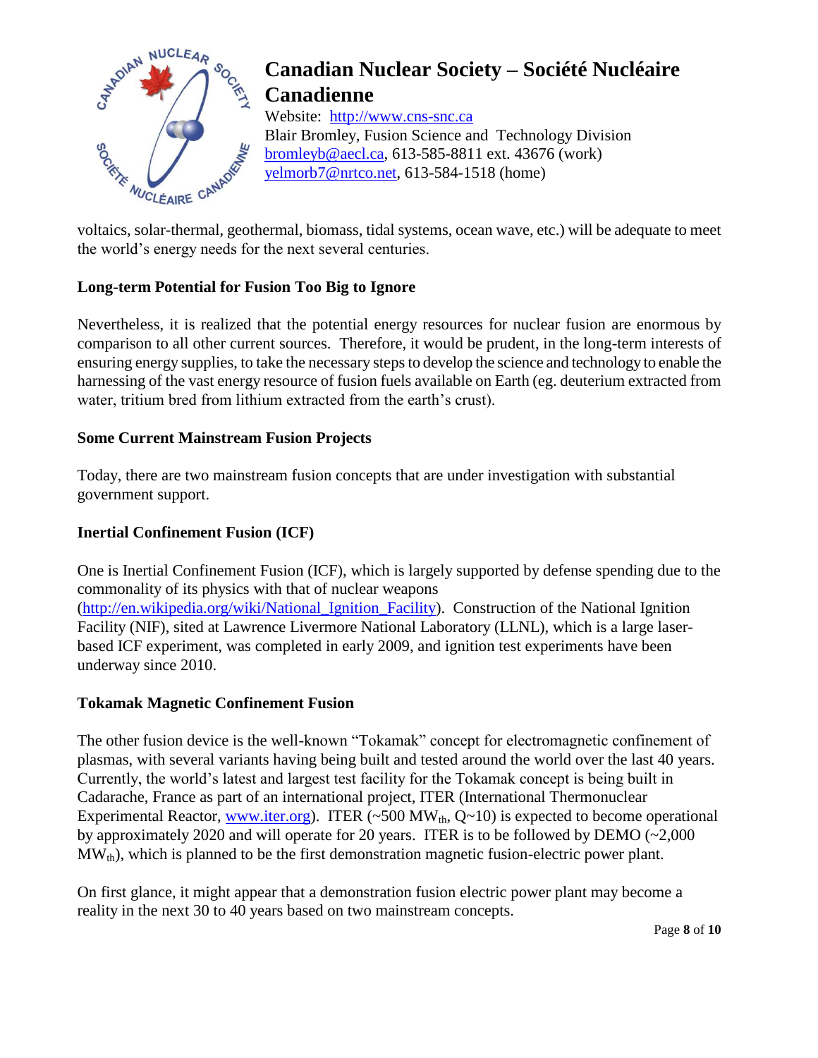voltaics, solar-thermal, geothermal, biomass, tidal systems, ocean wave, etc.) will be adequate to meet the world's energy needs for the next several centuries.

### Long-term Potential for Fusion Too Big to Ignore

Nevertheless, it is realized that the potential energy resources for nuclear fusion are enormous by comparison to all other current sources. Therefore, it would be prudent, in the long-term interests of ensuring energy supplies, to take the necessary steps to develop the science and technology to enable the harnessing of the vast energy resource of fusion fuels available on Earth (eg. deuterium extracted from water, tritium bred from lithium extracted from the earth's crust).

### Some Current Mainstream Fusion Projects

Today, there are two mainstream fusion concepts that are under investigation with substantial government support.

### Inertial Confinement Fusion (ICF)

One is Inertial Confinement Fusion (ICF), which is largely supported by defense spending due to the commonality of its physics with that of nuclear weapons (http://en.wikipedia.org/wiki/National_Ignition_Facility). Construction of the National Ignition Facility (NIF), sited at Lawrence Livermore National Laboratory (LLNL), which is a large laser-based ICF experiment, was completed in early 2009, and ignition test experiments have been underway since 2010.

### Tokamak Magnetic Confinement Fusion

The other fusion device is the well-known "Tokamak" concept for electromagnetic confinement of plasmas, with several variants having being built and tested around the world over the last 40 years. Currently, the world's latest and largest test facility for the Tokamak concept is being built in Cadarache, France as part of an international project, ITER (International Thermonuclear Experimental Reactor, www.iter.org). ITER (~500 $MW_{th}$, Q~10) is expected to become operational by approximately 2020 and will operate for 20 years. ITER is to be followed by DEMO (~2,000 $MW_{th}$), which is planned to be the first demonstration magnetic fusion-electric power plant.

On first glance, it might appear that a demonstration fusion electric power plant may become a reality in the next 30 to 40 years based on two mainstream concepts.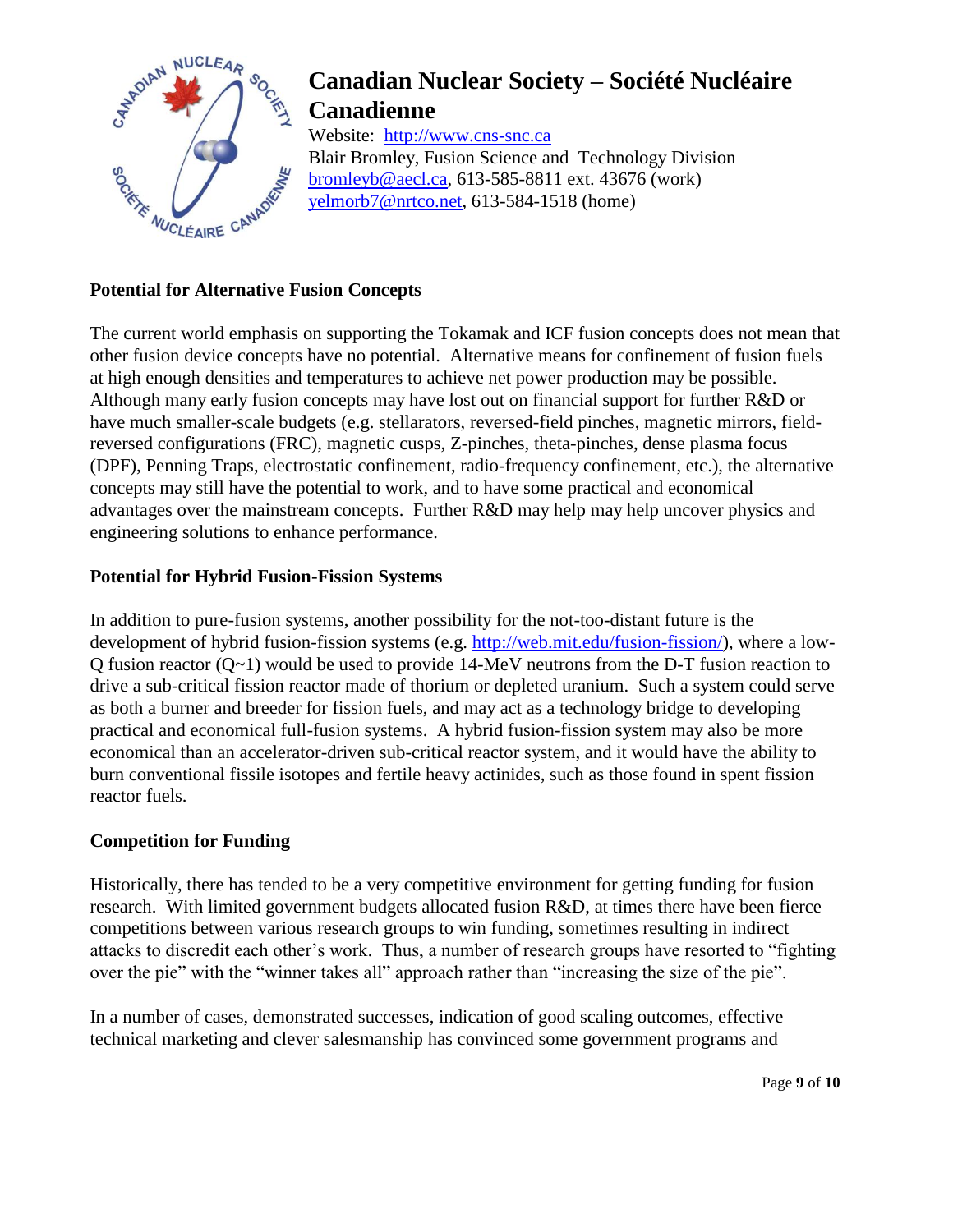# Canadian Nuclear Society – Société Nucléaire Canadienne

Website: http://www.cns-snc.ca
Blair Bromley, Fusion Science and Technology Division
bromleyb@aecl.ca, 613-585-8811 ext. 43676 (work)
yelmorb7@nrtco.net, 613-584-1518 (home)

**Potential for Alternative Fusion Concepts**

The current world emphasis on supporting the Tokamak and ICF fusion concepts does not mean that other fusion device concepts have no potential. Alternative means for confinement of fusion fuels at high enough densities and temperatures to achieve net power production may be possible. Although many early fusion concepts may have lost out on financial support for further R&D or have much smaller-scale budgets (e.g. stellarators, reversed-field pinches, magnetic mirrors, field-reversed configurations (FRC), magnetic cusps, Z-pinches, theta-pinches, dense plasma focus (DPF), Penning Traps, electrostatic confinement, radio-frequency confinement, etc.), the alternative concepts may still have the potential to work, and to have some practical and economical advantages over the mainstream concepts. Further R&D may help may help uncover physics and engineering solutions to enhance performance.

**Potential for Hybrid Fusion-Fission Systems**

In addition to pure-fusion systems, another possibility for the not-too-distant future is the development of hybrid fusion-fission systems (e.g. http://web.mit.edu/fusion-fission/), where a low-Q fusion reactor (Q~1) would be used to provide 14-MeV neutrons from the D-T fusion reaction to drive a sub-critical fission reactor made of thorium or depleted uranium. Such a system could serve as both a burner and breeder for fission fuels, and may act as a technology bridge to developing practical and economical full-fusion systems. A hybrid fusion-fission system may also be more economical than an accelerator-driven sub-critical reactor system, and it would have the ability to burn conventional fissile isotopes and fertile heavy actinides, such as those found in spent fission reactor fuels.

**Competition for Funding**

Historically, there has tended to be a very competitive environment for getting funding for fusion research. With limited government budgets allocated fusion R&D, at times there have been fierce competitions between various research groups to win funding, sometimes resulting in indirect attacks to discredit each other's work. Thus, a number of research groups have resorted to "fighting over the pie" with the "winner takes all" approach rather than "increasing the size of the pie".

In a number of cases, demonstrated successes, indication of good scaling outcomes, effective technical marketing and clever salesmanship has convinced some government programs and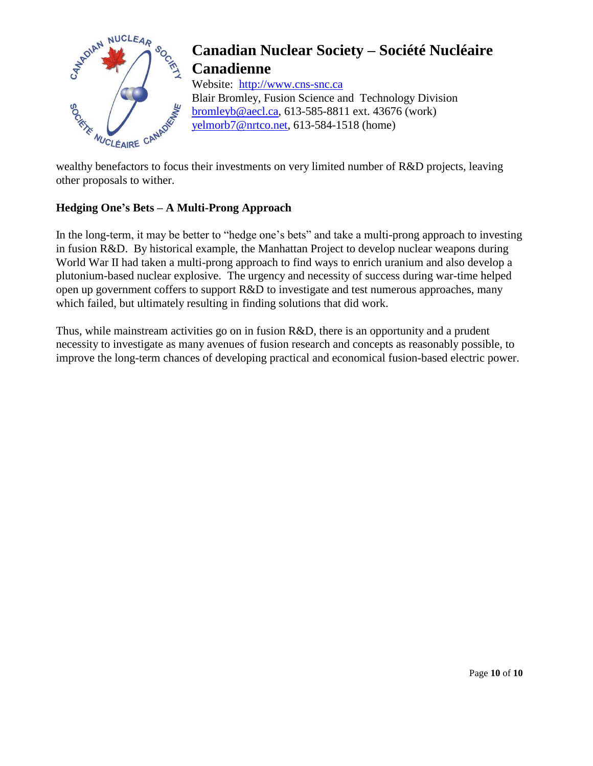wealthy benefactors to focus their investments on very limited number of R&D projects, leaving other proposals to wither.

**Hedging One's Bets – A Multi-Prong Approach**

In the long-term, it may be better to "hedge one's bets" and take a multi-prong approach to investing in fusion R&D. By historical example, the Manhattan Project to develop nuclear weapons during World War II had taken a multi-prong approach to find ways to enrich uranium and also develop a plutonium-based nuclear explosive. The urgency and necessity of success during war-time helped open up government coffers to support R&D to investigate and test numerous approaches, many which failed, but ultimately resulting in finding solutions that did work.

Thus, while mainstream activities go on in fusion R&D, there is an opportunity and a prudent necessity to investigate as many avenues of fusion research and concepts as reasonably possible, to improve the long-term chances of developing practical and economical fusion-based electric power.